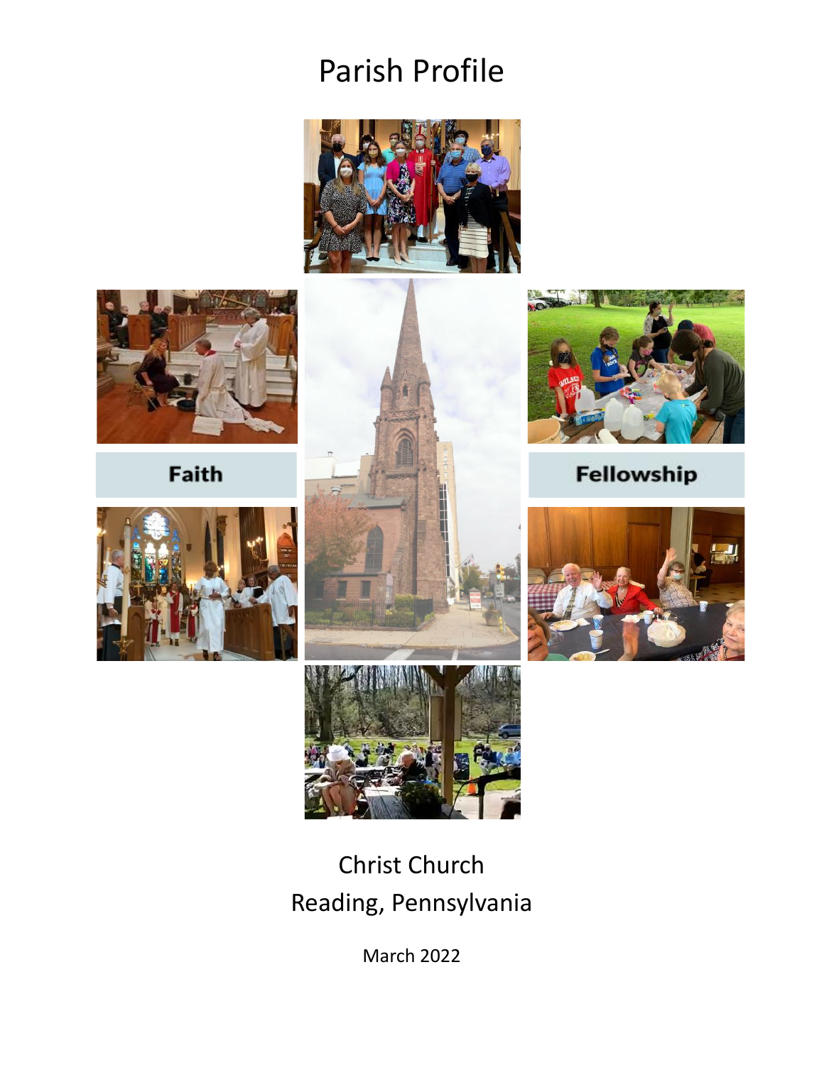# Parish Profile

Faith

Fellowship

Christ Church
Reading, Pennsylvania

March 2022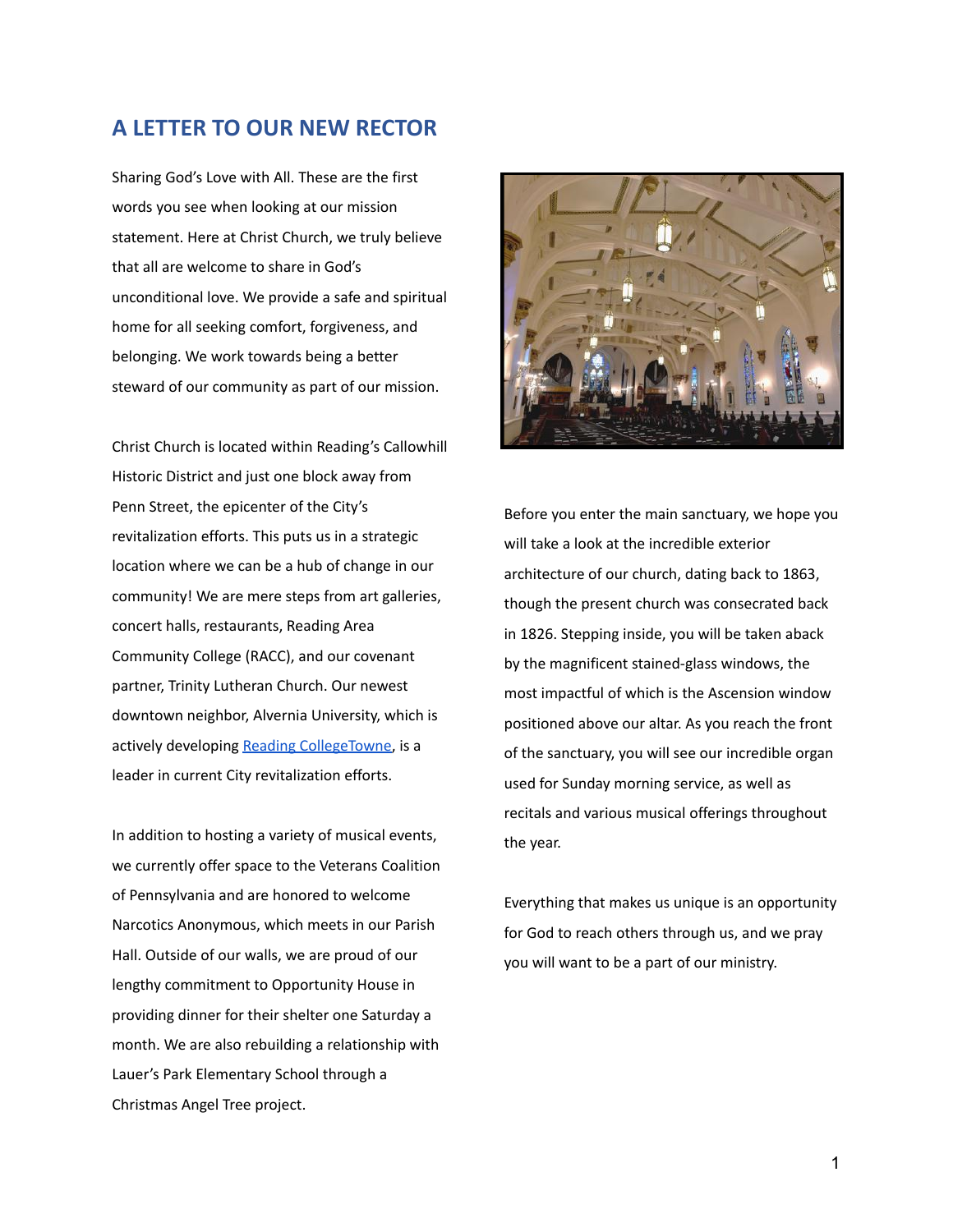## A LETTER TO OUR NEW RECTOR

Sharing God's Love with All. These are the first words you see when looking at our mission statement. Here at Christ Church, we truly believe that all are welcome to share in God's unconditional love. We provide a safe and spiritual home for all seeking comfort, forgiveness, and belonging. We work towards being a better steward of our community as part of our mission.

Christ Church is located within Reading's Callowhill Historic District and just one block away from Penn Street, the epicenter of the City's revitalization efforts. This puts us in a strategic location where we can be a hub of change in our community! We are mere steps from art galleries, concert halls, restaurants, Reading Area Community College (RACC), and our covenant partner, Trinity Lutheran Church. Our newest downtown neighbor, Alvernia University, which is actively developing [Reading CollegeTowne](), is a leader in current City revitalization efforts.

In addition to hosting a variety of musical events, we currently offer space to the Veterans Coalition of Pennsylvania and are honored to welcome Narcotics Anonymous, which meets in our Parish Hall. Outside of our walls, we are proud of our lengthy commitment to Opportunity House in providing dinner for their shelter one Saturday a month. We are also rebuilding a relationship with Lauer's Park Elementary School through a Christmas Angel Tree project.

Before you enter the main sanctuary, we hope you will take a look at the incredible exterior architecture of our church, dating back to 1863, though the present church was consecrated back in 1826. Stepping inside, you will be taken aback by the magnificent stained-glass windows, the most impactful of which is the Ascension window positioned above our altar. As you reach the front of the sanctuary, you will see our incredible organ used for Sunday morning service, as well as recitals and various musical offerings throughout the year.

Everything that makes us unique is an opportunity for God to reach others through us, and we pray you will want to be a part of our ministry.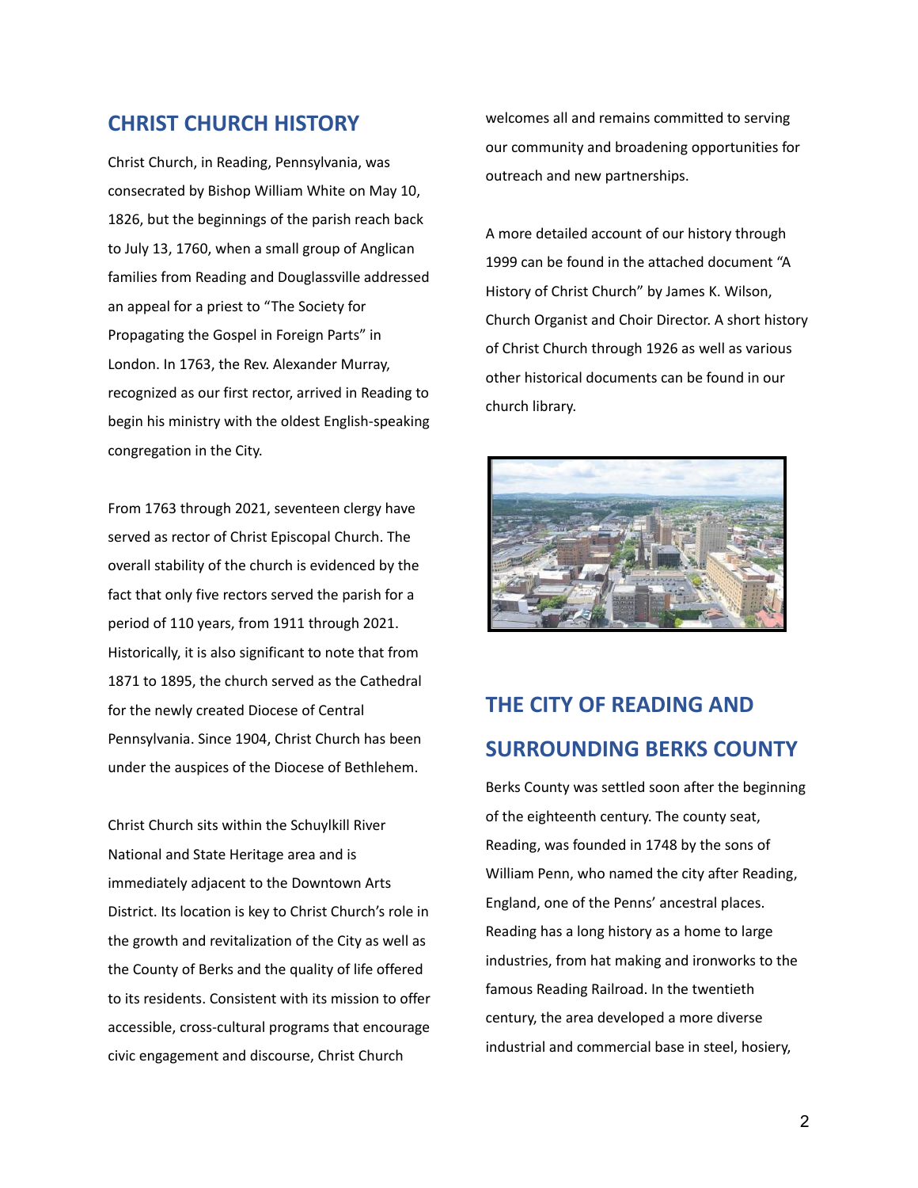## CHRIST CHURCH HISTORY

Christ Church, in Reading, Pennsylvania, was consecrated by Bishop William White on May 10, 1826, but the beginnings of the parish reach back to July 13, 1760, when a small group of Anglican families from Reading and Douglassville addressed an appeal for a priest to "The Society for Propagating the Gospel in Foreign Parts" in London. In 1763, the Rev. Alexander Murray, recognized as our first rector, arrived in Reading to begin his ministry with the oldest English-speaking congregation in the City.

From 1763 through 2021, seventeen clergy have served as rector of Christ Episcopal Church. The overall stability of the church is evidenced by the fact that only five rectors served the parish for a period of 110 years, from 1911 through 2021. Historically, it is also significant to note that from 1871 to 1895, the church served as the Cathedral for the newly created Diocese of Central Pennsylvania. Since 1904, Christ Church has been under the auspices of the Diocese of Bethlehem.

Christ Church sits within the Schuylkill River National and State Heritage area and is immediately adjacent to the Downtown Arts District. Its location is key to Christ Church's role in the growth and revitalization of the City as well as the County of Berks and the quality of life offered to its residents. Consistent with its mission to offer accessible, cross-cultural programs that encourage civic engagement and discourse, Christ Church welcomes all and remains committed to serving our community and broadening opportunities for outreach and new partnerships.

A more detailed account of our history through 1999 can be found in the attached document "A History of Christ Church" by James K. Wilson, Church Organist and Choir Director. A short history of Christ Church through 1926 as well as various other historical documents can be found in our church library.

## THE CITY OF READING AND SURROUNDING BERKS COUNTY

Berks County was settled soon after the beginning of the eighteenth century. The county seat, Reading, was founded in 1748 by the sons of William Penn, who named the city after Reading, England, one of the Penns' ancestral places. Reading has a long history as a home to large industries, from hat making and ironworks to the famous Reading Railroad. In the twentieth century, the area developed a more diverse industrial and commercial base in steel, hosiery,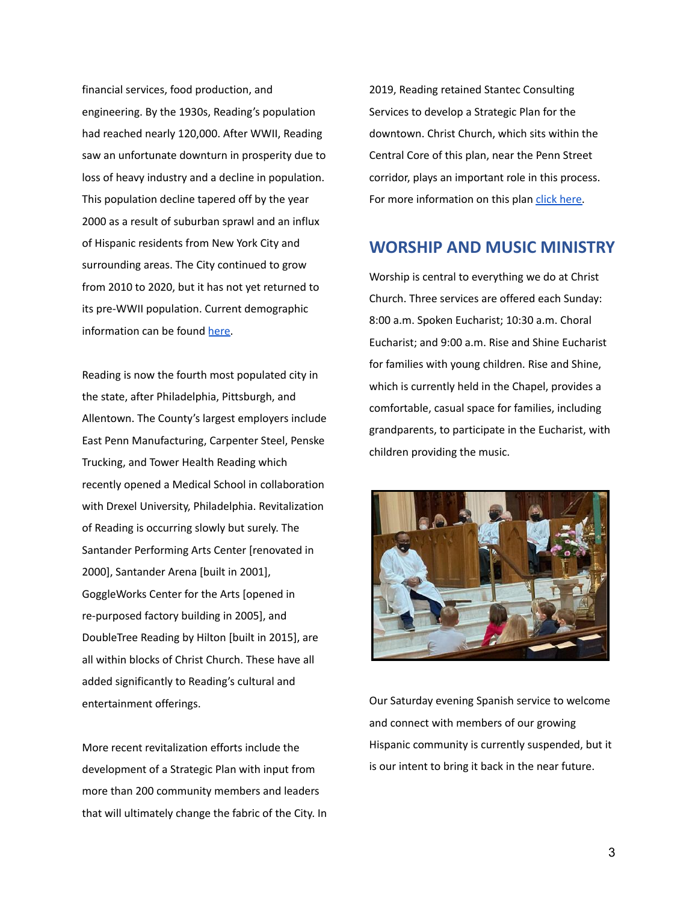financial services, food production, and engineering. By the 1930s, Reading's population had reached nearly 120,000. After WWII, Reading saw an unfortunate downturn in prosperity due to loss of heavy industry and a decline in population. This population decline tapered off by the year 2000 as a result of suburban sprawl and an influx of Hispanic residents from New York City and surrounding areas. The City continued to grow from 2010 to 2020, but it has not yet returned to its pre-WWII population. Current demographic information can be found here.

Reading is now the fourth most populated city in the state, after Philadelphia, Pittsburgh, and Allentown. The County's largest employers include East Penn Manufacturing, Carpenter Steel, Penske Trucking, and Tower Health Reading which recently opened a Medical School in collaboration with Drexel University, Philadelphia. Revitalization of Reading is occurring slowly but surely. The Santander Performing Arts Center [renovated in 2000], Santander Arena [built in 2001], GoggleWorks Center for the Arts [opened in re-purposed factory building in 2005], and DoubleTree Reading by Hilton [built in 2015], are all within blocks of Christ Church. These have all added significantly to Reading's cultural and entertainment offerings.

More recent revitalization efforts include the development of a Strategic Plan with input from more than 200 community members and leaders that will ultimately change the fabric of the City. In 2019, Reading retained Stantec Consulting Services to develop a Strategic Plan for the downtown. Christ Church, which sits within the Central Core of this plan, near the Penn Street corridor, plays an important role in this process. For more information on this plan click here.

## WORSHIP AND MUSIC MINISTRY

Worship is central to everything we do at Christ Church. Three services are offered each Sunday: 8:00 a.m. Spoken Eucharist; 10:30 a.m. Choral Eucharist; and 9:00 a.m. Rise and Shine Eucharist for families with young children. Rise and Shine, which is currently held in the Chapel, provides a comfortable, casual space for families, including grandparents, to participate in the Eucharist, with children providing the music.

Our Saturday evening Spanish service to welcome and connect with members of our growing Hispanic community is currently suspended, but it is our intent to bring it back in the near future.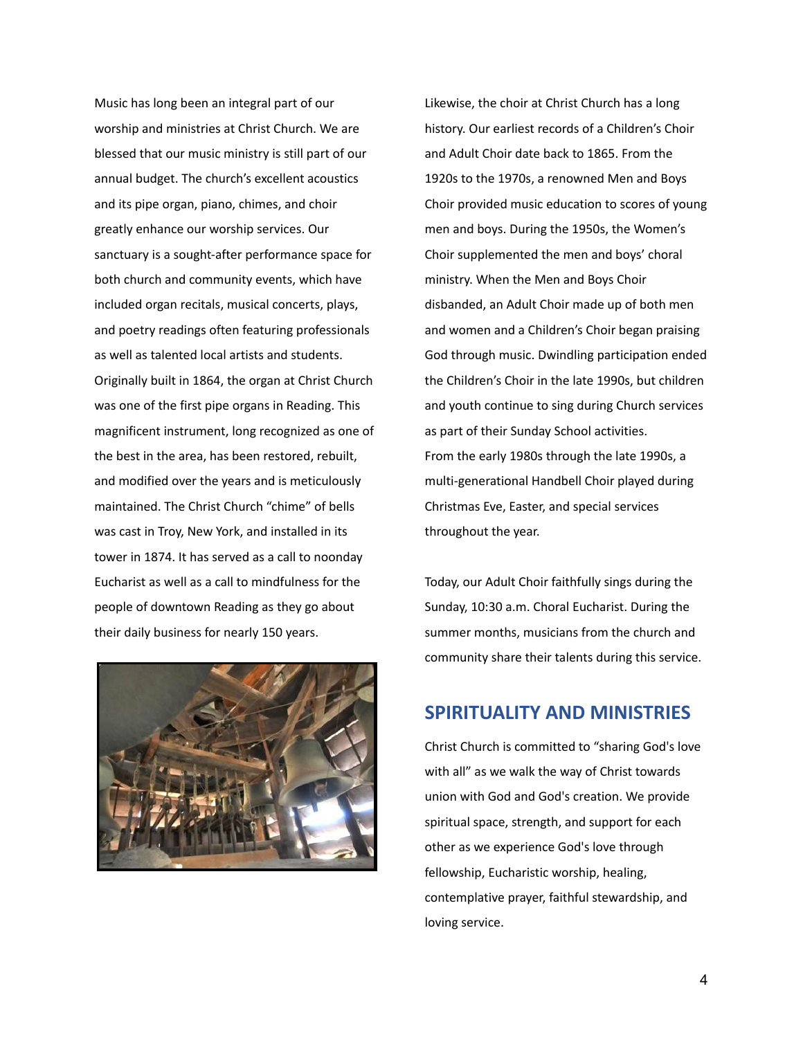Music has long been an integral part of our worship and ministries at Christ Church. We are blessed that our music ministry is still part of our annual budget. The church's excellent acoustics and its pipe organ, piano, chimes, and choir greatly enhance our worship services. Our sanctuary is a sought-after performance space for both church and community events, which have included organ recitals, musical concerts, plays, and poetry readings often featuring professionals as well as talented local artists and students.

Originally built in 1864, the organ at Christ Church was one of the first pipe organs in Reading. This magnificent instrument, long recognized as one of the best in the area, has been restored, rebuilt, and modified over the years and is meticulously maintained. The Christ Church "chime" of bells was cast in Troy, New York, and installed in its tower in 1874. It has served as a call to noonday Eucharist as well as a call to mindfulness for the people of downtown Reading as they go about their daily business for nearly 150 years.

Likewise, the choir at Christ Church has a long history. Our earliest records of a Children's Choir and Adult Choir date back to 1865. From the 1920s to the 1970s, a renowned Men and Boys Choir provided music education to scores of young men and boys. During the 1950s, the Women's Choir supplemented the men and boys' choral ministry. When the Men and Boys Choir disbanded, an Adult Choir made up of both men and women and a Children's Choir began praising God through music. Dwindling participation ended the Children's Choir in the late 1990s, but children and youth continue to sing during Church services as part of their Sunday School activities.

From the early 1980s through the late 1990s, a multi-generational Handbell Choir played during Christmas Eve, Easter, and special services throughout the year.

Today, our Adult Choir faithfully sings during the Sunday, 10:30 a.m. Choral Eucharist. During the summer months, musicians from the church and community share their talents during this service.

## SPIRITUALITY AND MINISTRIES

Christ Church is committed to "sharing God's love with all" as we walk the way of Christ towards union with God and God's creation. We provide spiritual space, strength, and support for each other as we experience God's love through fellowship, Eucharistic worship, healing, contemplative prayer, faithful stewardship, and loving service.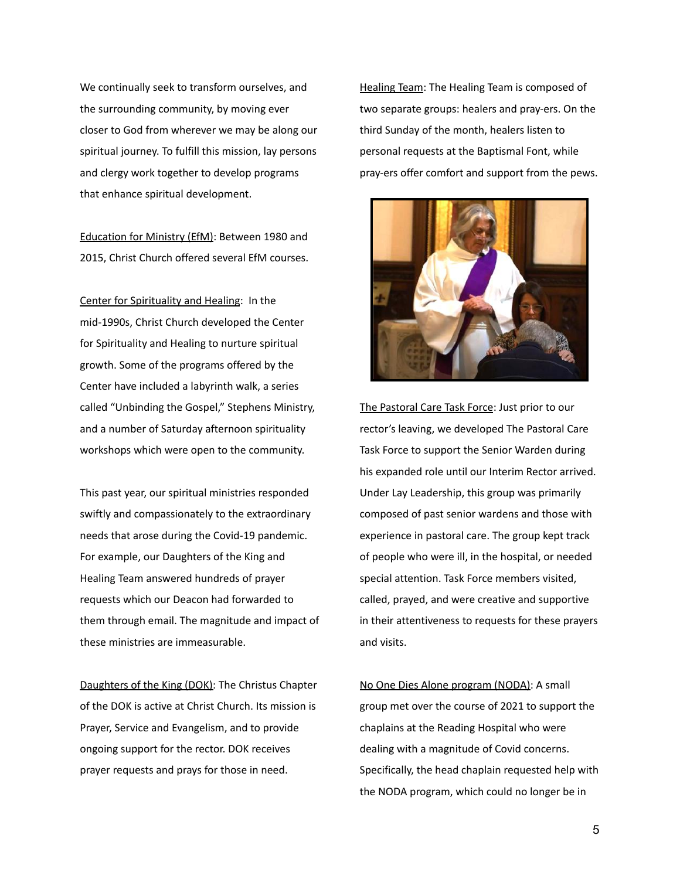We continually seek to transform ourselves, and the surrounding community, by moving ever closer to God from wherever we may be along our spiritual journey. To fulfill this mission, lay persons and clergy work together to develop programs that enhance spiritual development.

Education for Ministry (EfM): Between 1980 and 2015, Christ Church offered several EfM courses.

Center for Spirituality and Healing: In the mid-1990s, Christ Church developed the Center for Spirituality and Healing to nurture spiritual growth. Some of the programs offered by the Center have included a labyrinth walk, a series called "Unbinding the Gospel," Stephens Ministry, and a number of Saturday afternoon spirituality workshops which were open to the community.

This past year, our spiritual ministries responded swiftly and compassionately to the extraordinary needs that arose during the Covid-19 pandemic. For example, our Daughters of the King and Healing Team answered hundreds of prayer requests which our Deacon had forwarded to them through email. The magnitude and impact of these ministries are immeasurable.

Daughters of the King (DOK): The Christus Chapter of the DOK is active at Christ Church. Its mission is Prayer, Service and Evangelism, and to provide ongoing support for the rector. DOK receives prayer requests and prays for those in need.

Healing Team: The Healing Team is composed of two separate groups: healers and pray-ers. On the third Sunday of the month, healers listen to personal requests at the Baptismal Font, while pray-ers offer comfort and support from the pews.

The Pastoral Care Task Force: Just prior to our rector's leaving, we developed The Pastoral Care Task Force to support the Senior Warden during his expanded role until our Interim Rector arrived. Under Lay Leadership, this group was primarily composed of past senior wardens and those with experience in pastoral care. The group kept track of people who were ill, in the hospital, or needed special attention. Task Force members visited, called, prayed, and were creative and supportive in their attentiveness to requests for these prayers and visits.

No One Dies Alone program (NODA): A small group met over the course of 2021 to support the chaplains at the Reading Hospital who were dealing with a magnitude of Covid concerns. Specifically, the head chaplain requested help with the NODA program, which could no longer be in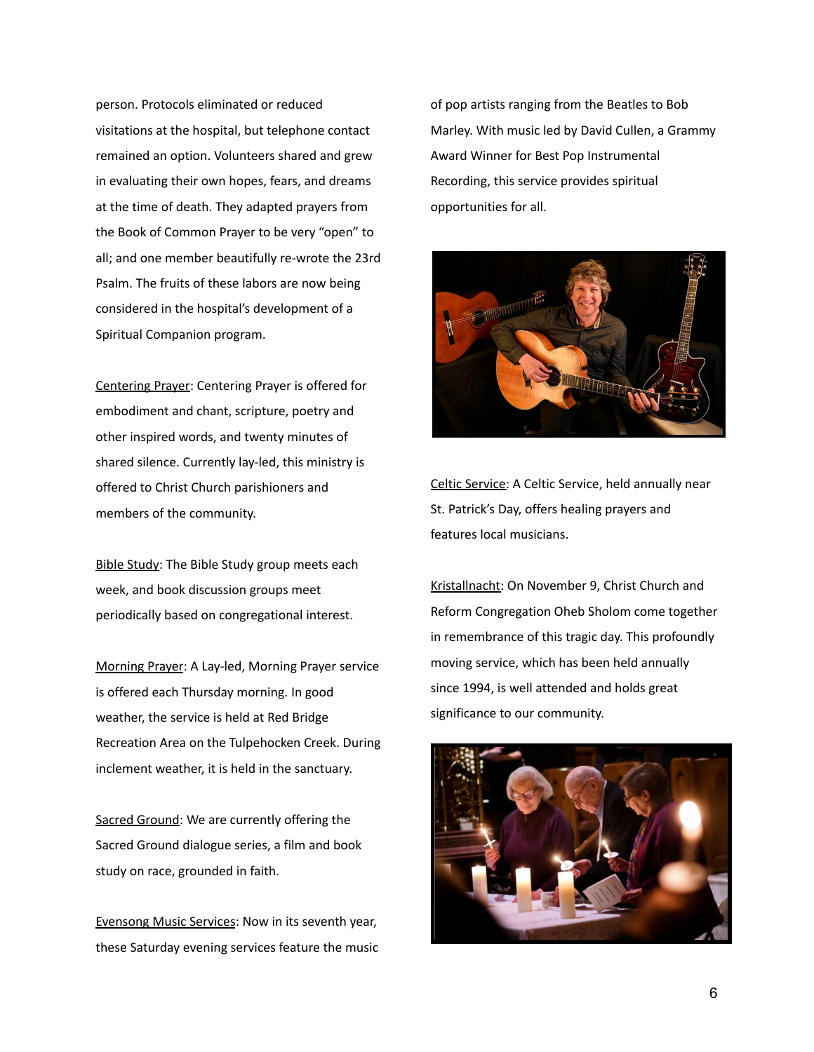person. Protocols eliminated or reduced visitations at the hospital, but telephone contact remained an option. Volunteers shared and grew in evaluating their own hopes, fears, and dreams at the time of death. They adapted prayers from the Book of Common Prayer to be very "open" to all; and one member beautifully re-wrote the 23rd Psalm. The fruits of these labors are now being considered in the hospital's development of a Spiritual Companion program.

Centering Prayer: Centering Prayer is offered for embodiment and chant, scripture, poetry and other inspired words, and twenty minutes of shared silence. Currently lay-led, this ministry is offered to Christ Church parishioners and members of the community.

Bible Study: The Bible Study group meets each week, and book discussion groups meet periodically based on congregational interest.

Morning Prayer: A Lay-led, Morning Prayer service is offered each Thursday morning. In good weather, the service is held at Red Bridge Recreation Area on the Tulpehocken Creek. During inclement weather, it is held in the sanctuary.

Sacred Ground: We are currently offering the Sacred Ground dialogue series, a film and book study on race, grounded in faith.

Evensong Music Services: Now in its seventh year, these Saturday evening services feature the music of pop artists ranging from the Beatles to Bob Marley. With music led by David Cullen, a Grammy Award Winner for Best Pop Instrumental Recording, this service provides spiritual opportunities for all.

Celtic Service: A Celtic Service, held annually near St. Patrick's Day, offers healing prayers and features local musicians.

Kristallnacht: On November 9, Christ Church and Reform Congregation Oheb Sholom come together in remembrance of this tragic day. This profoundly moving service, which has been held annually since 1994, is well attended and holds great significance to our community.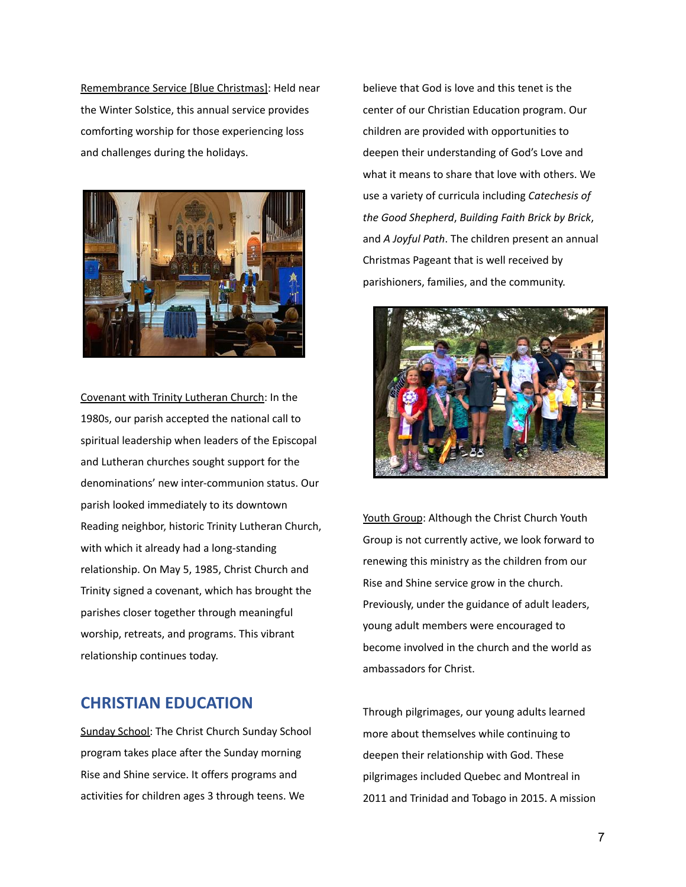Remembrance Service [Blue Christmas]: Held near the Winter Solstice, this annual service provides comforting worship for those experiencing loss and challenges during the holidays.

Covenant with Trinity Lutheran Church: In the 1980s, our parish accepted the national call to spiritual leadership when leaders of the Episcopal and Lutheran churches sought support for the denominations' new inter-communion status. Our parish looked immediately to its downtown Reading neighbor, historic Trinity Lutheran Church, with which it already had a long-standing relationship. On May 5, 1985, Christ Church and Trinity signed a covenant, which has brought the parishes closer together through meaningful worship, retreats, and programs. This vibrant relationship continues today.

## CHRISTIAN EDUCATION

Sunday School: The Christ Church Sunday School program takes place after the Sunday morning Rise and Shine service. It offers programs and activities for children ages 3 through teens. We believe that God is love and this tenet is the center of our Christian Education program. Our children are provided with opportunities to deepen their understanding of God's Love and what it means to share that love with others. We use a variety of curricula including *Catechesis of the Good Shepherd*, *Building Faith Brick by Brick*, and *A Joyful Path*. The children present an annual Christmas Pageant that is well received by parishioners, families, and the community.

Youth Group: Although the Christ Church Youth Group is not currently active, we look forward to renewing this ministry as the children from our Rise and Shine service grow in the church. Previously, under the guidance of adult leaders, young adult members were encouraged to become involved in the church and the world as ambassadors for Christ.

Through pilgrimages, our young adults learned more about themselves while continuing to deepen their relationship with God. These pilgrimages included Quebec and Montreal in 2011 and Trinidad and Tobago in 2015. A mission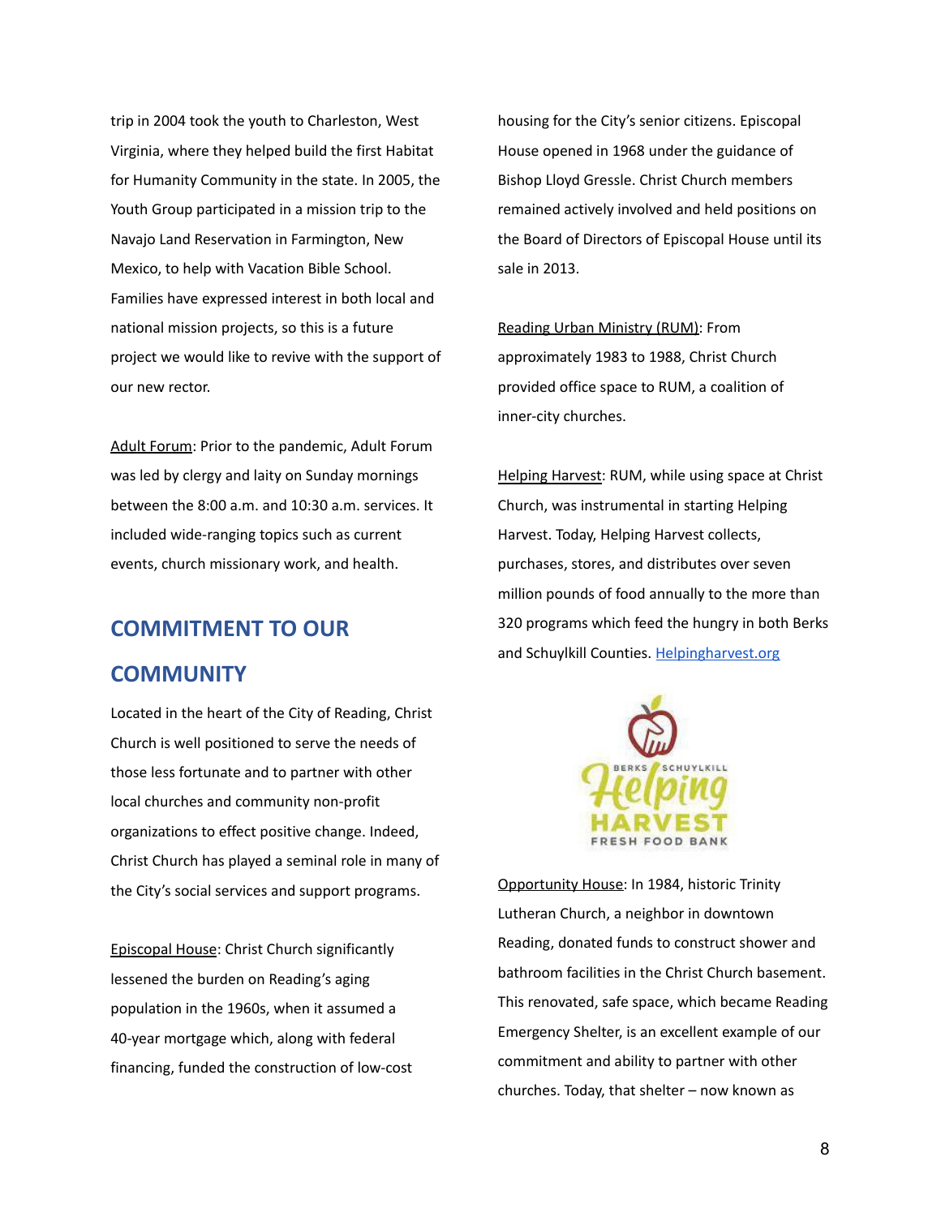trip in 2004 took the youth to Charleston, West Virginia, where they helped build the first Habitat for Humanity Community in the state. In 2005, the Youth Group participated in a mission trip to the Navajo Land Reservation in Farmington, New Mexico, to help with Vacation Bible School. Families have expressed interest in both local and national mission projects, so this is a future project we would like to revive with the support of our new rector.

Adult Forum: Prior to the pandemic, Adult Forum was led by clergy and laity on Sunday mornings between the 8:00 a.m. and 10:30 a.m. services. It included wide-ranging topics such as current events, church missionary work, and health.

## COMMITMENT TO OUR COMMUNITY

Located in the heart of the City of Reading, Christ Church is well positioned to serve the needs of those less fortunate and to partner with other local churches and community non-profit organizations to effect positive change. Indeed, Christ Church has played a seminal role in many of the City's social services and support programs.

Episcopal House: Christ Church significantly lessened the burden on Reading's aging population in the 1960s, when it assumed a 40-year mortgage which, along with federal financing, funded the construction of low-cost housing for the City's senior citizens. Episcopal House opened in 1968 under the guidance of Bishop Lloyd Gressle. Christ Church members remained actively involved and held positions on the Board of Directors of Episcopal House until its sale in 2013.

Reading Urban Ministry (RUM): From approximately 1983 to 1988, Christ Church provided office space to RUM, a coalition of inner-city churches.

Helping Harvest: RUM, while using space at Christ Church, was instrumental in starting Helping Harvest. Today, Helping Harvest collects, purchases, stores, and distributes over seven million pounds of food annually to the more than 320 programs which feed the hungry in both Berks and Schuylkill Counties. [Helpingharvest.org](Helpingharvest.org)

Opportunity House: In 1984, historic Trinity Lutheran Church, a neighbor in downtown Reading, donated funds to construct shower and bathroom facilities in the Christ Church basement. This renovated, safe space, which became Reading Emergency Shelter, is an excellent example of our commitment and ability to partner with other churches. Today, that shelter – now known as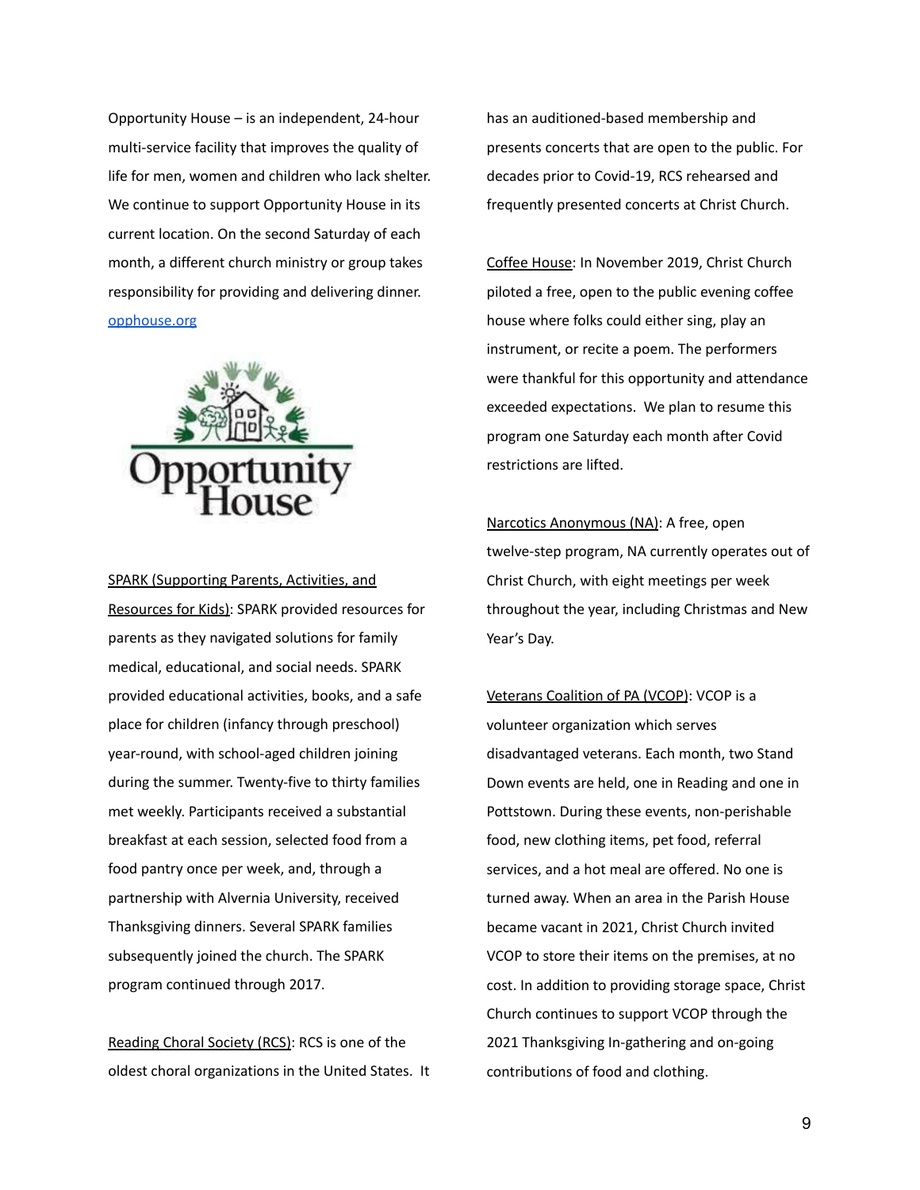Opportunity House – is an independent, 24-hour multi-service facility that improves the quality of life for men, women and children who lack shelter. We continue to support Opportunity House in its current location. On the second Saturday of each month, a different church ministry or group takes responsibility for providing and delivering dinner. [opphouse.org](opphouse.org)

<u>SPARK (Supporting Parents, Activities, and Resources for Kids)</u>: SPARK provided resources for parents as they navigated solutions for family medical, educational, and social needs. SPARK provided educational activities, books, and a safe place for children (infancy through preschool) year-round, with school-aged children joining during the summer. Twenty-five to thirty families met weekly. Participants received a substantial breakfast at each session, selected food from a food pantry once per week, and, through a partnership with Alvernia University, received Thanksgiving dinners. Several SPARK families subsequently joined the church. The SPARK program continued through 2017.

<u>Reading Choral Society (RCS)</u>: RCS is one of the oldest choral organizations in the United States. It has an auditioned-based membership and presents concerts that are open to the public. For decades prior to Covid-19, RCS rehearsed and frequently presented concerts at Christ Church.

<u>Coffee House</u>: In November 2019, Christ Church piloted a free, open to the public evening coffee house where folks could either sing, play an instrument, or recite a poem. The performers were thankful for this opportunity and attendance exceeded expectations. We plan to resume this program one Saturday each month after Covid restrictions are lifted.

<u>Narcotics Anonymous (NA)</u>: A free, open twelve-step program, NA currently operates out of Christ Church, with eight meetings per week throughout the year, including Christmas and New Year's Day.

<u>Veterans Coalition of PA (VCOP)</u>: VCOP is a volunteer organization which serves disadvantaged veterans. Each month, two Stand Down events are held, one in Reading and one in Pottstown. During these events, non-perishable food, new clothing items, pet food, referral services, and a hot meal are offered. No one is turned away. When an area in the Parish House became vacant in 2021, Christ Church invited VCOP to store their items on the premises, at no cost. In addition to providing storage space, Christ Church continues to support VCOP through the 2021 Thanksgiving In-gathering and on-going contributions of food and clothing.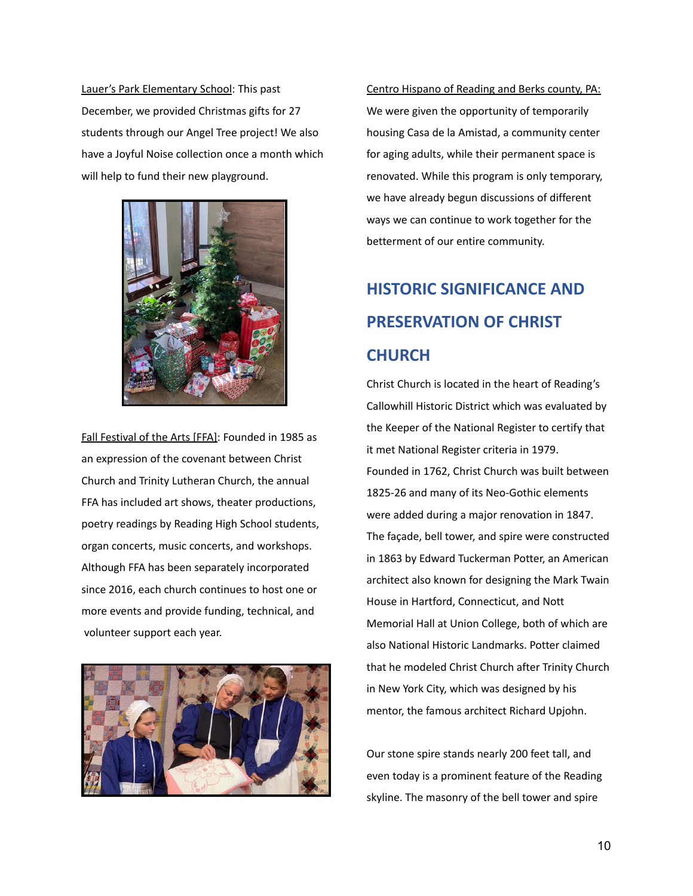Lauer's Park Elementary School: This past December, we provided Christmas gifts for 27 students through our Angel Tree project! We also have a Joyful Noise collection once a month which will help to fund their new playground.

Fall Festival of the Arts [FFA]: Founded in 1985 as an expression of the covenant between Christ Church and Trinity Lutheran Church, the annual FFA has included art shows, theater productions, poetry readings by Reading High School students, organ concerts, music concerts, and workshops. Although FFA has been separately incorporated since 2016, each church continues to host one or more events and provide funding, technical, and volunteer support each year.

Centro Hispano of Reading and Berks county, PA: We were given the opportunity of temporarily housing Casa de la Amistad, a community center for aging adults, while their permanent space is renovated. While this program is only temporary, we have already begun discussions of different ways we can continue to work together for the betterment of our entire community.

## HISTORIC SIGNIFICANCE AND PRESERVATION OF CHRIST CHURCH

Christ Church is located in the heart of Reading's Callowhill Historic District which was evaluated by the Keeper of the National Register to certify that it met National Register criteria in 1979. Founded in 1762, Christ Church was built between 1825-26 and many of its Neo-Gothic elements were added during a major renovation in 1847. The façade, bell tower, and spire were constructed in 1863 by Edward Tuckerman Potter, an American architect also known for designing the Mark Twain House in Hartford, Connecticut, and Nott Memorial Hall at Union College, both of which are also National Historic Landmarks. Potter claimed that he modeled Christ Church after Trinity Church in New York City, which was designed by his mentor, the famous architect Richard Upjohn.

Our stone spire stands nearly 200 feet tall, and even today is a prominent feature of the Reading skyline. The masonry of the bell tower and spire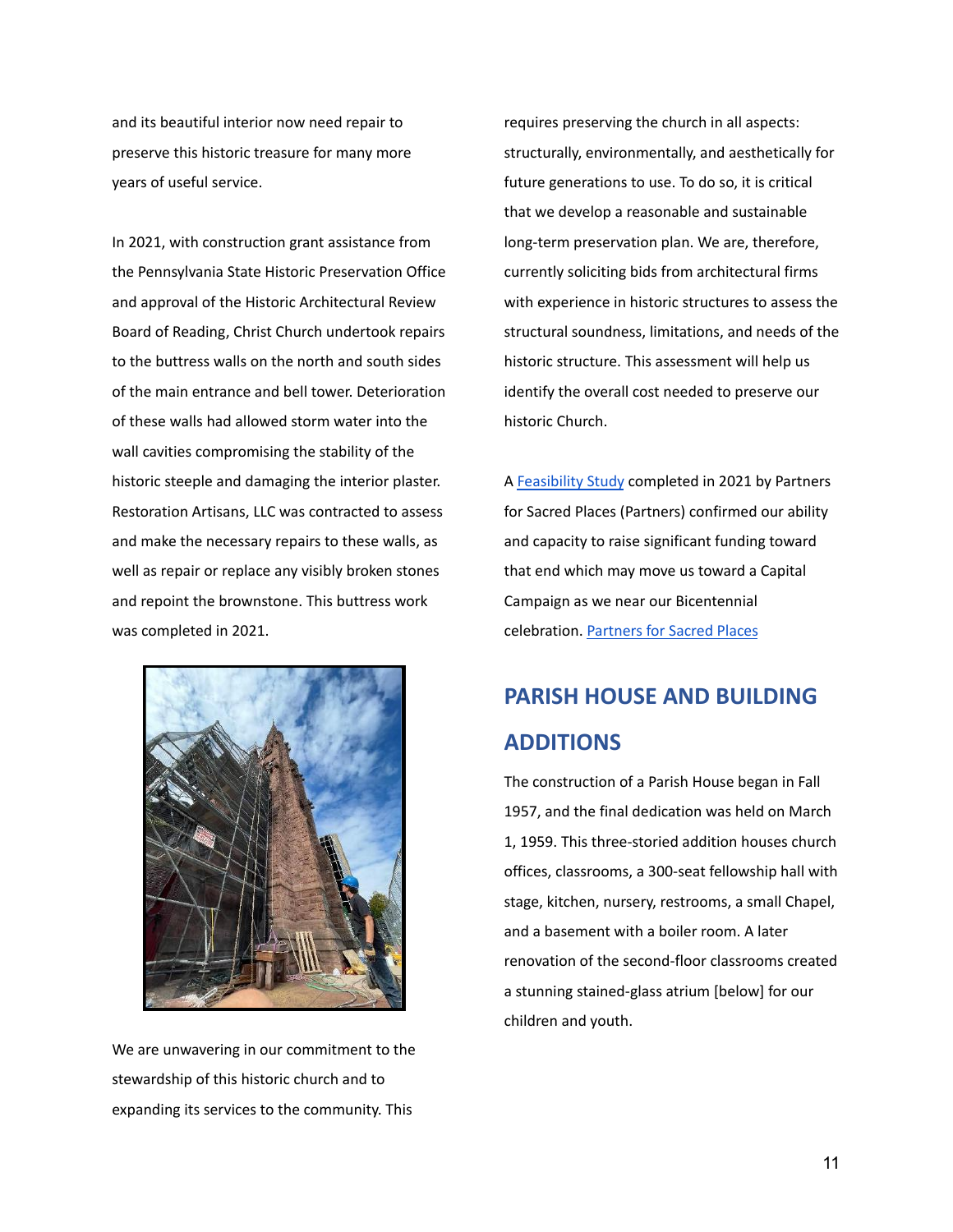and its beautiful interior now need repair to preserve this historic treasure for many more years of useful service.

In 2021, with construction grant assistance from the Pennsylvania State Historic Preservation Office and approval of the Historic Architectural Review Board of Reading, Christ Church undertook repairs to the buttress walls on the north and south sides of the main entrance and bell tower. Deterioration of these walls had allowed storm water into the wall cavities compromising the stability of the historic steeple and damaging the interior plaster. Restoration Artisans, LLC was contracted to assess and make the necessary repairs to these walls, as well as repair or replace any visibly broken stones and repoint the brownstone. This buttress work was completed in 2021.

We are unwavering in our commitment to the stewardship of this historic church and to expanding its services to the community. This requires preserving the church in all aspects: structurally, environmentally, and aesthetically for future generations to use. To do so, it is critical that we develop a reasonable and sustainable long-term preservation plan. We are, therefore, currently soliciting bids from architectural firms with experience in historic structures to assess the structural soundness, limitations, and needs of the historic structure. This assessment will help us identify the overall cost needed to preserve our historic Church.

A Feasibility Study completed in 2021 by Partners for Sacred Places (Partners) confirmed our ability and capacity to raise significant funding toward that end which may move us toward a Capital Campaign as we near our Bicentennial celebration. Partners for Sacred Places

## PARISH HOUSE AND BUILDING ADDITIONS

The construction of a Parish House began in Fall 1957, and the final dedication was held on March 1, 1959. This three-storied addition houses church offices, classrooms, a 300-seat fellowship hall with stage, kitchen, nursery, restrooms, a small Chapel, and a basement with a boiler room. A later renovation of the second-floor classrooms created a stunning stained-glass atrium [below] for our children and youth.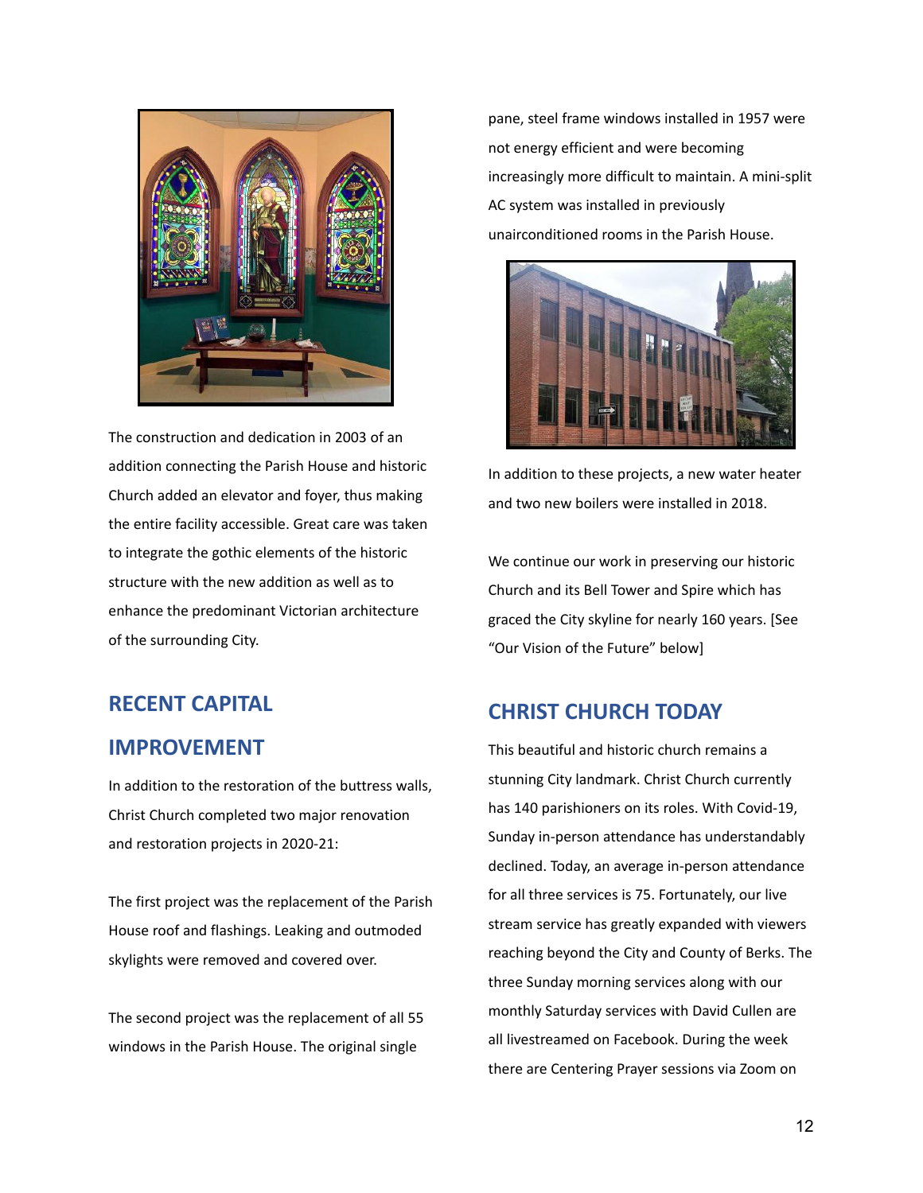The construction and dedication in 2003 of an addition connecting the Parish House and historic Church added an elevator and foyer, thus making the entire facility accessible. Great care was taken to integrate the gothic elements of the historic structure with the new addition as well as to enhance the predominant Victorian architecture of the surrounding City.

## RECENT CAPITAL IMPROVEMENT

In addition to the restoration of the buttress walls, Christ Church completed two major renovation and restoration projects in 2020-21:

The first project was the replacement of the Parish House roof and flashings. Leaking and outmoded skylights were removed and covered over.

The second project was the replacement of all 55 windows in the Parish House. The original single pane, steel frame windows installed in 1957 were not energy efficient and were becoming increasingly more difficult to maintain. A mini-split AC system was installed in previously unairconditioned rooms in the Parish House.

In addition to these projects, a new water heater and two new boilers were installed in 2018.

We continue our work in preserving our historic Church and its Bell Tower and Spire which has graced the City skyline for nearly 160 years. [See "Our Vision of the Future" below]

## CHRIST CHURCH TODAY

This beautiful and historic church remains a stunning City landmark. Christ Church currently has 140 parishioners on its roles. With Covid-19, Sunday in-person attendance has understandably declined. Today, an average in-person attendance for all three services is 75. Fortunately, our live stream service has greatly expanded with viewers reaching beyond the City and County of Berks. The three Sunday morning services along with our monthly Saturday services with David Cullen are all livestreamed on Facebook. During the week there are Centering Prayer sessions via Zoom on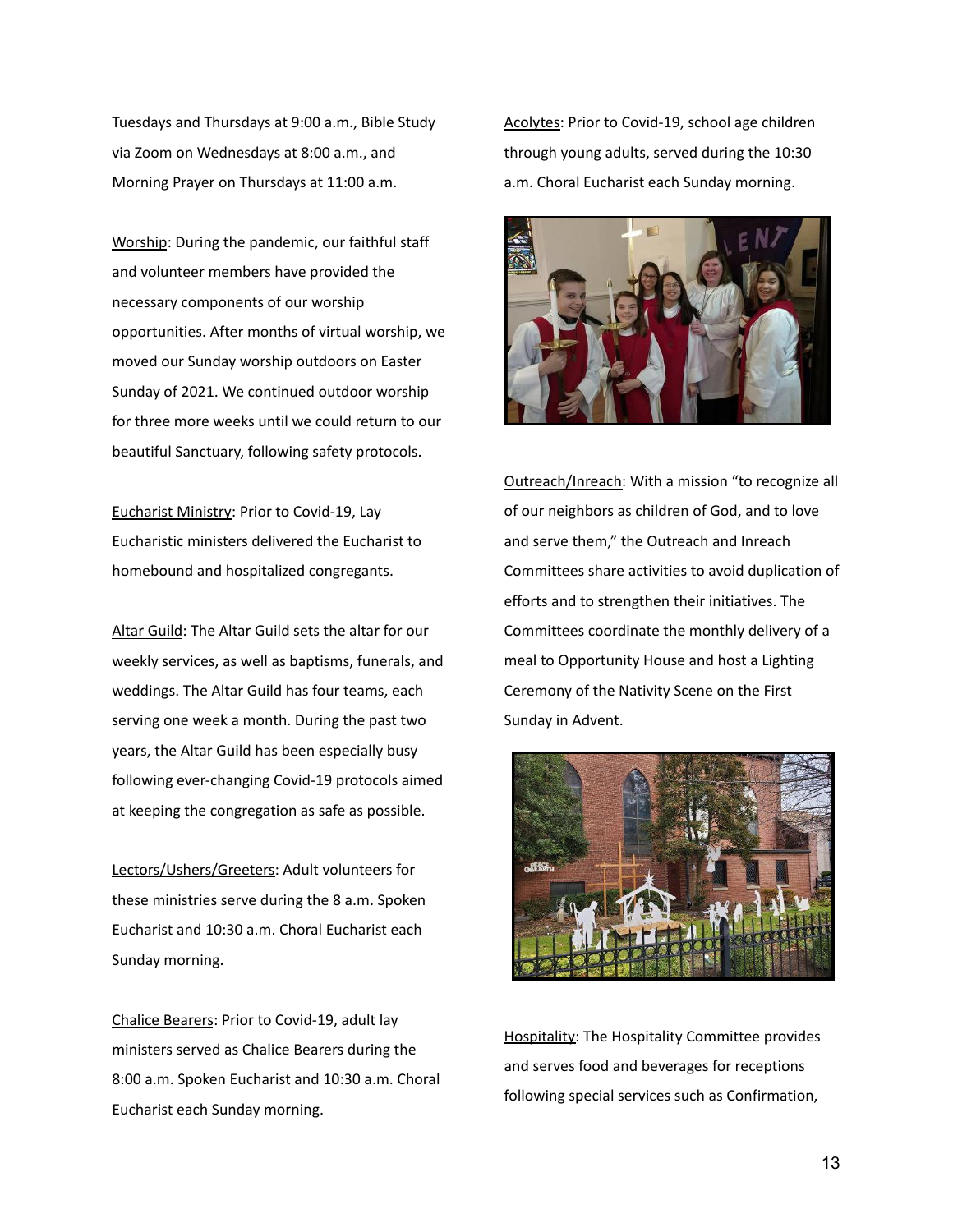Tuesdays and Thursdays at 9:00 a.m., Bible Study via Zoom on Wednesdays at 8:00 a.m., and Morning Prayer on Thursdays at 11:00 a.m.

Worship: During the pandemic, our faithful staff and volunteer members have provided the necessary components of our worship opportunities. After months of virtual worship, we moved our Sunday worship outdoors on Easter Sunday of 2021. We continued outdoor worship for three more weeks until we could return to our beautiful Sanctuary, following safety protocols.

Eucharist Ministry: Prior to Covid-19, Lay Eucharistic ministers delivered the Eucharist to homebound and hospitalized congregants.

Altar Guild: The Altar Guild sets the altar for our weekly services, as well as baptisms, funerals, and weddings. The Altar Guild has four teams, each serving one week a month. During the past two years, the Altar Guild has been especially busy following ever-changing Covid-19 protocols aimed at keeping the congregation as safe as possible.

Lectors/Ushers/Greeters: Adult volunteers for these ministries serve during the 8 a.m. Spoken Eucharist and 10:30 a.m. Choral Eucharist each Sunday morning.

Chalice Bearers: Prior to Covid-19, adult lay ministers served as Chalice Bearers during the 8:00 a.m. Spoken Eucharist and 10:30 a.m. Choral Eucharist each Sunday morning.

Acolytes: Prior to Covid-19, school age children through young adults, served during the 10:30 a.m. Choral Eucharist each Sunday morning.

Outreach/Inreach: With a mission "to recognize all of our neighbors as children of God, and to love and serve them," the Outreach and Inreach Committees share activities to avoid duplication of efforts and to strengthen their initiatives. The Committees coordinate the monthly delivery of a meal to Opportunity House and host a Lighting Ceremony of the Nativity Scene on the First Sunday in Advent.

Hospitality: The Hospitality Committee provides and serves food and beverages for receptions following special services such as Confirmation,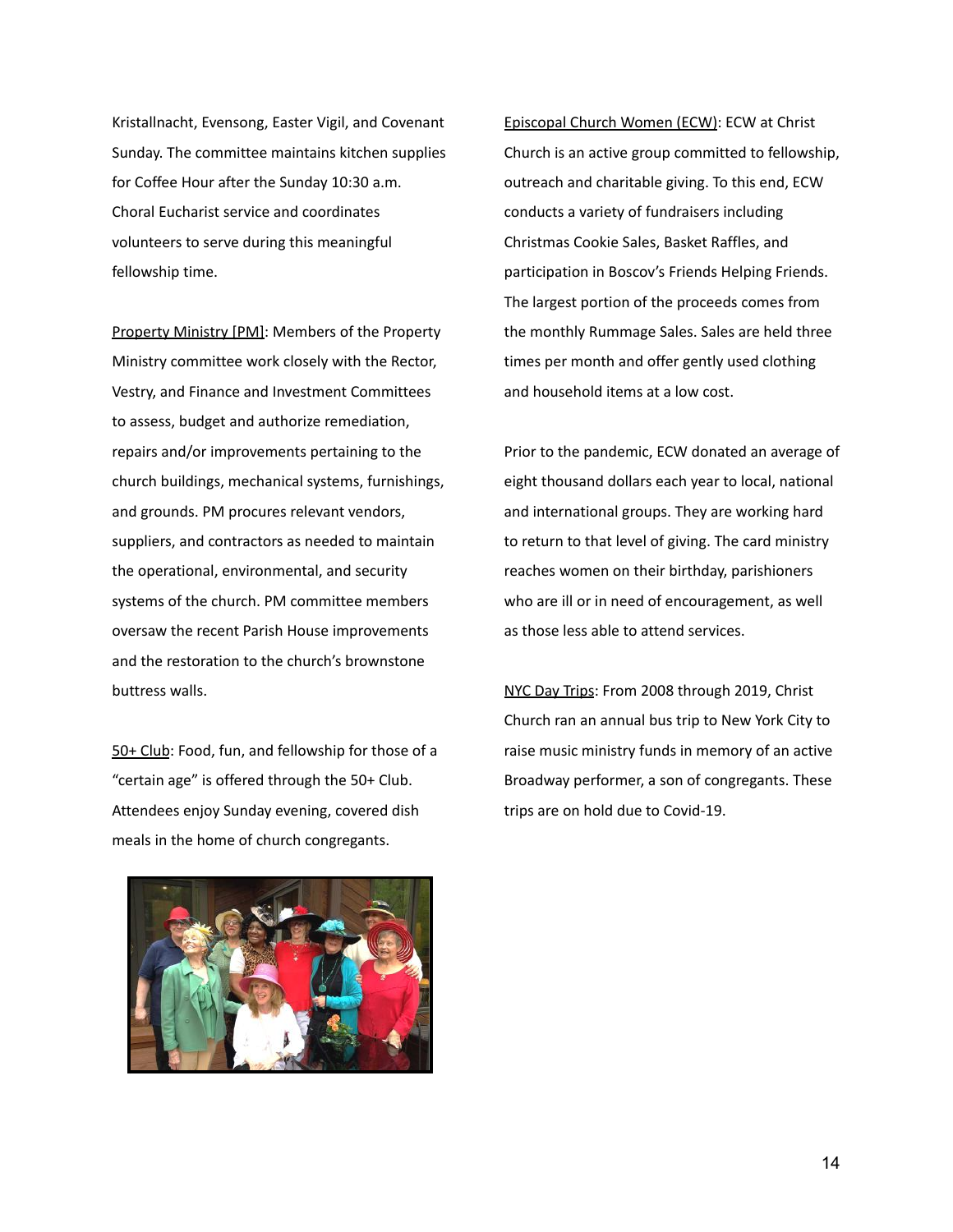Kristallnacht, Evensong, Easter Vigil, and Covenant Sunday. The committee maintains kitchen supplies for Coffee Hour after the Sunday 10:30 a.m. Choral Eucharist service and coordinates volunteers to serve during this meaningful fellowship time.

Property Ministry [PM]: Members of the Property Ministry committee work closely with the Rector, Vestry, and Finance and Investment Committees to assess, budget and authorize remediation, repairs and/or improvements pertaining to the church buildings, mechanical systems, furnishings, and grounds. PM procures relevant vendors, suppliers, and contractors as needed to maintain the operational, environmental, and security systems of the church. PM committee members oversaw the recent Parish House improvements and the restoration to the church's brownstone buttress walls.

50+ Club: Food, fun, and fellowship for those of a "certain age" is offered through the 50+ Club. Attendees enjoy Sunday evening, covered dish meals in the home of church congregants.

Episcopal Church Women (ECW): ECW at Christ Church is an active group committed to fellowship, outreach and charitable giving. To this end, ECW conducts a variety of fundraisers including Christmas Cookie Sales, Basket Raffles, and participation in Boscov's Friends Helping Friends. The largest portion of the proceeds comes from the monthly Rummage Sales. Sales are held three times per month and offer gently used clothing and household items at a low cost.

Prior to the pandemic, ECW donated an average of eight thousand dollars each year to local, national and international groups. They are working hard to return to that level of giving. The card ministry reaches women on their birthday, parishioners who are ill or in need of encouragement, as well as those less able to attend services.

NYC Day Trips: From 2008 through 2019, Christ Church ran an annual bus trip to New York City to raise music ministry funds in memory of an active Broadway performer, a son of congregants. These trips are on hold due to Covid-19.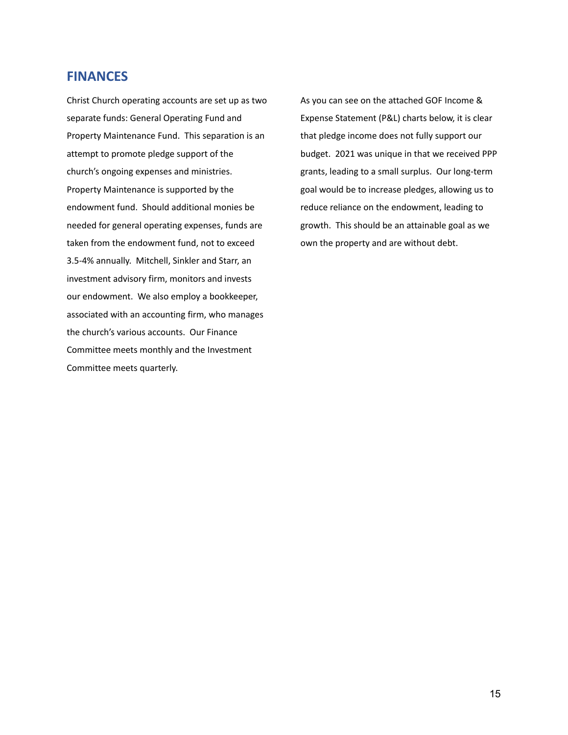## FINANCES

Christ Church operating accounts are set up as two separate funds: General Operating Fund and Property Maintenance Fund. This separation is an attempt to promote pledge support of the church's ongoing expenses and ministries. Property Maintenance is supported by the endowment fund. Should additional monies be needed for general operating expenses, funds are taken from the endowment fund, not to exceed 3.5-4% annually. Mitchell, Sinkler and Starr, an investment advisory firm, monitors and invests our endowment. We also employ a bookkeeper, associated with an accounting firm, who manages the church's various accounts. Our Finance Committee meets monthly and the Investment Committee meets quarterly.

As you can see on the attached GOF Income & Expense Statement (P&L) charts below, it is clear that pledge income does not fully support our budget. 2021 was unique in that we received PPP grants, leading to a small surplus. Our long-term goal would be to increase pledges, allowing us to reduce reliance on the endowment, leading to growth. This should be an attainable goal as we own the property and are without debt.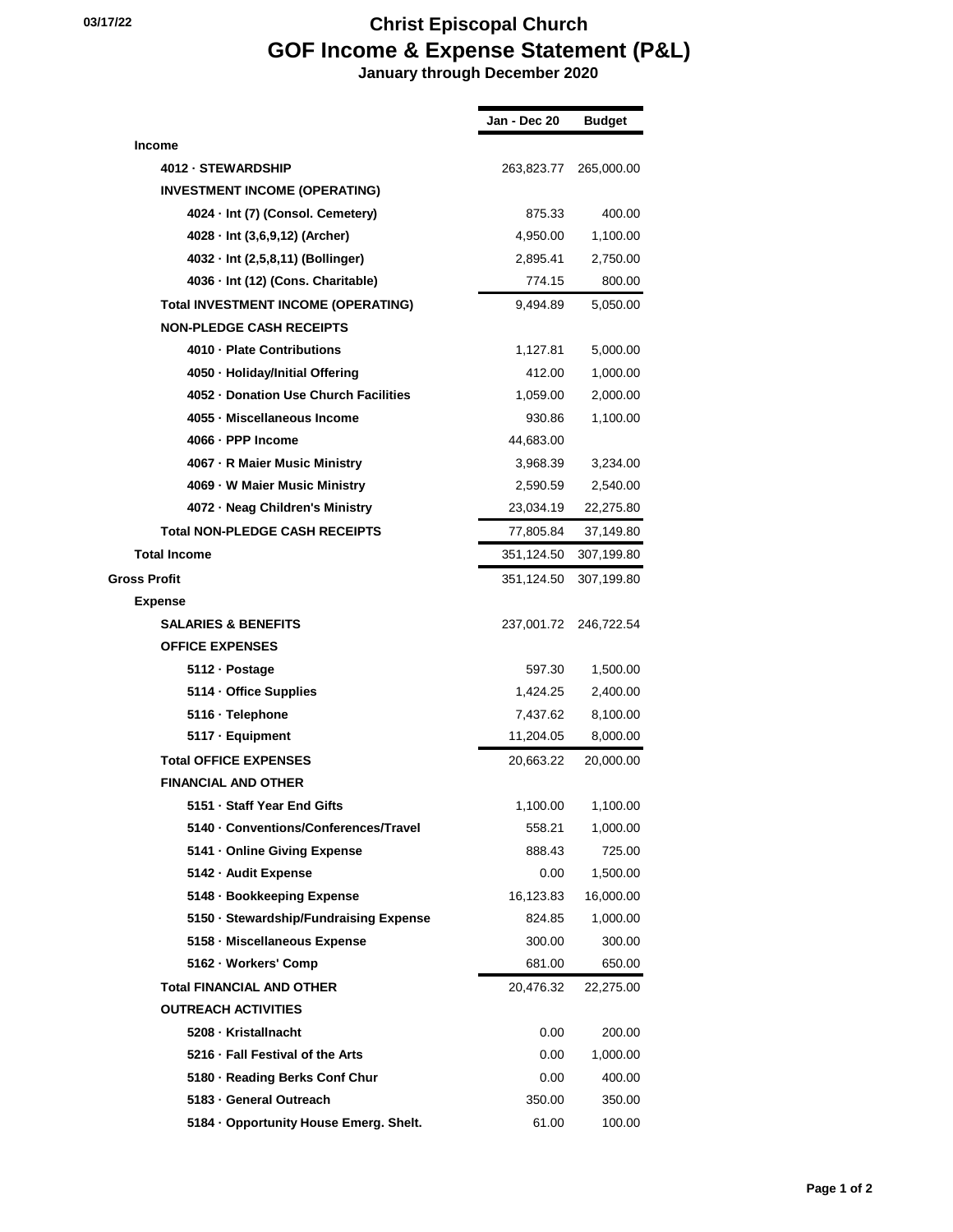03/17/22

# Christ Episcopal Church
## GOF Income & Expense Statement (P&L)
### January through December 2020

| | Jan - Dec 20 | Budget |
|---|---|---|
| **Income** | | |
| **4012 · STEWARDSHIP** | 263,823.77 | 265,000.00 |
| **INVESTMENT INCOME (OPERATING)** | | |
| **4024 · Int (7) (Consol. Cemetery)** | 875.33 | 400.00 |
| **4028 · Int (3,6,9,12) (Archer)** | 4,950.00 | 1,100.00 |
| **4032 · Int (2,5,8,11) (Bollinger)** | 2,895.41 | 2,750.00 |
| **4036 · Int (12) (Cons. Charitable)** | 774.15 | 800.00 |
| **Total INVESTMENT INCOME (OPERATING)** | 9,494.89 | 5,050.00 |
| **NON-PLEDGE CASH RECEIPTS** | | |
| **4010 · Plate Contributions** | 1,127.81 | 5,000.00 |
| **4050 · Holiday/Initial Offering** | 412.00 | 1,000.00 |
| **4052 · Donation Use Church Facilities** | 1,059.00 | 2,000.00 |
| **4055 · Miscellaneous Income** | 930.86 | 1,100.00 |
| **4066 · PPP Income** | 44,683.00 | |
| **4067 · R Maier Music Ministry** | 3,968.39 | 3,234.00 |
| **4069 · W Maier Music Ministry** | 2,590.59 | 2,540.00 |
| **4072 · Neag Children's Ministry** | 23,034.19 | 22,275.80 |
| **Total NON-PLEDGE CASH RECEIPTS** | 77,805.84 | 37,149.80 |
| **Total Income** | 351,124.50 | 307,199.80 |
| **Gross Profit** | 351,124.50 | 307,199.80 |
| **Expense** | | |
| **SALARIES & BENEFITS** | 237,001.72 | 246,722.54 |
| **OFFICE EXPENSES** | | |
| **5112 · Postage** | 597.30 | 1,500.00 |
| **5114 · Office Supplies** | 1,424.25 | 2,400.00 |
| **5116 · Telephone** | 7,437.62 | 8,100.00 |
| **5117 · Equipment** | 11,204.05 | 8,000.00 |
| **Total OFFICE EXPENSES** | 20,663.22 | 20,000.00 |
| **FINANCIAL AND OTHER** | | |
| **5151 · Staff Year End Gifts** | 1,100.00 | 1,100.00 |
| **5140 · Conventions/Conferences/Travel** | 558.21 | 1,000.00 |
| **5141 · Online Giving Expense** | 888.43 | 725.00 |
| **5142 · Audit Expense** | 0.00 | 1,500.00 |
| **5148 · Bookkeeping Expense** | 16,123.83 | 16,000.00 |
| **5150 · Stewardship/Fundraising Expense** | 824.85 | 1,000.00 |
| **5158 · Miscellaneous Expense** | 300.00 | 300.00 |
| **5162 · Workers' Comp** | 681.00 | 650.00 |
| **Total FINANCIAL AND OTHER** | 20,476.32 | 22,275.00 |
| **OUTREACH ACTIVITIES** | | |
| **5208 · Kristallnacht** | 0.00 | 200.00 |
| **5216 · Fall Festival of the Arts** | 0.00 | 1,000.00 |
| **5180 · Reading Berks Conf Chur** | 0.00 | 400.00 |
| **5183 · General Outreach** | 350.00 | 350.00 |
| **5184 · Opportunity House Emerg. Shelt.** | 61.00 | 100.00 |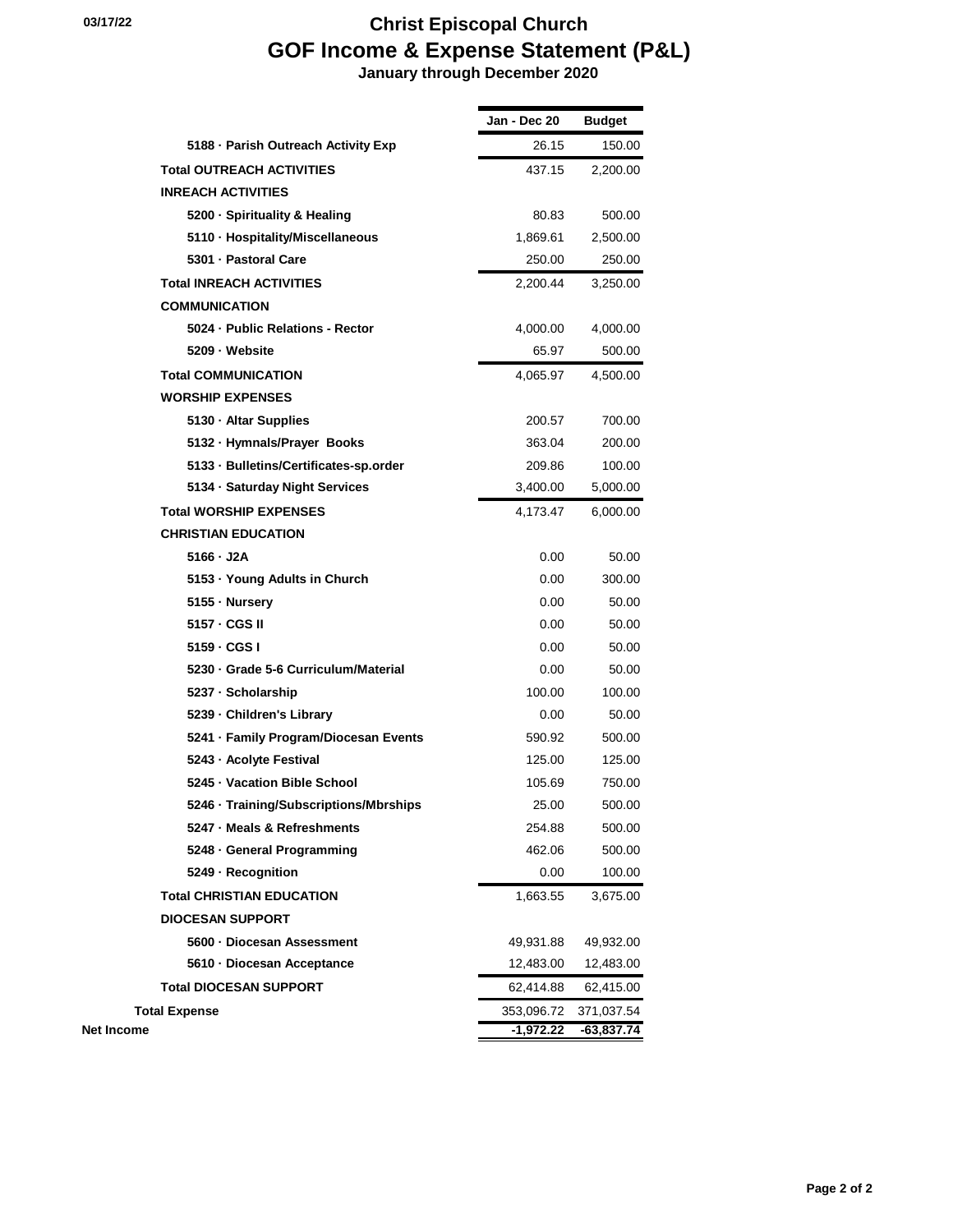03/17/22

# Christ Episcopal Church
## GOF Income & Expense Statement (P&L)
### January through December 2020

| | Jan - Dec 20 | Budget |
|---|---|---|
| 5188 · Parish Outreach Activity Exp | 26.15 | 150.00 |
| **Total OUTREACH ACTIVITIES** | 437.15 | 2,200.00 |
| **INREACH ACTIVITIES** | | |
| 5200 · Spirituality & Healing | 80.83 | 500.00 |
| 5110 · Hospitality/Miscellaneous | 1,869.61 | 2,500.00 |
| 5301 · Pastoral Care | 250.00 | 250.00 |
| **Total INREACH ACTIVITIES** | 2,200.44 | 3,250.00 |
| **COMMUNICATION** | | |
| 5024 · Public Relations - Rector | 4,000.00 | 4,000.00 |
| 5209 · Website | 65.97 | 500.00 |
| **Total COMMUNICATION** | 4,065.97 | 4,500.00 |
| **WORSHIP EXPENSES** | | |
| 5130 · Altar Supplies | 200.57 | 700.00 |
| 5132 · Hymnals/Prayer Books | 363.04 | 200.00 |
| 5133 · Bulletins/Certificates-sp.order | 209.86 | 100.00 |
| 5134 · Saturday Night Services | 3,400.00 | 5,000.00 |
| **Total WORSHIP EXPENSES** | 4,173.47 | 6,000.00 |
| **CHRISTIAN EDUCATION** | | |
| 5166 · J2A | 0.00 | 50.00 |
| 5153 · Young Adults in Church | 0.00 | 300.00 |
| 5155 · Nursery | 0.00 | 50.00 |
| 5157 · CGS II | 0.00 | 50.00 |
| 5159 · CGS I | 0.00 | 50.00 |
| 5230 · Grade 5-6 Curriculum/Material | 0.00 | 50.00 |
| 5237 · Scholarship | 100.00 | 100.00 |
| 5239 · Children's Library | 0.00 | 50.00 |
| 5241 · Family Program/Diocesan Events | 590.92 | 500.00 |
| 5243 · Acolyte Festival | 125.00 | 125.00 |
| 5245 · Vacation Bible School | 105.69 | 750.00 |
| 5246 · Training/Subscriptions/Mbrships | 25.00 | 500.00 |
| 5247 · Meals & Refreshments | 254.88 | 500.00 |
| 5248 · General Programming | 462.06 | 500.00 |
| 5249 · Recognition | 0.00 | 100.00 |
| **Total CHRISTIAN EDUCATION** | 1,663.55 | 3,675.00 |
| **DIOCESAN SUPPORT** | | |
| 5600 · Diocesan Assessment | 49,931.88 | 49,932.00 |
| 5610 · Diocesan Acceptance | 12,483.00 | 12,483.00 |
| **Total DIOCESAN SUPPORT** | 62,414.88 | 62,415.00 |
| **Total Expense** | 353,096.72 | 371,037.54 |
| **Net Income** | -1,972.22 | -63,837.74 |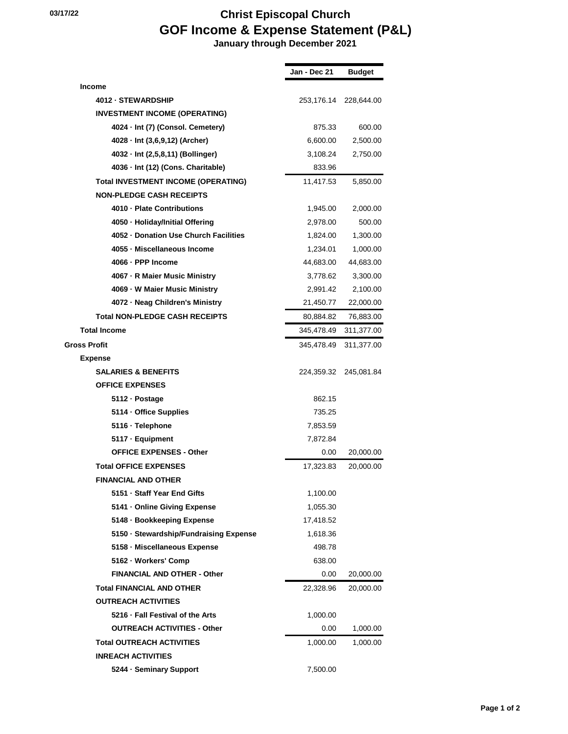# Christ Episcopal Church

## GOF Income & Expense Statement (P&L)

### January through December 2021

03/17/22

| | Jan - Dec 21 | Budget |
|---|---|---|
| **Income** | | |
| **4012 · STEWARDSHIP** | 253,176.14 | 228,644.00 |
| **INVESTMENT INCOME (OPERATING)** | | |
| **4024 · Int (7) (Consol. Cemetery)** | 875.33 | 600.00 |
| **4028 · Int (3,6,9,12) (Archer)** | 6,600.00 | 2,500.00 |
| **4032 · Int (2,5,8,11) (Bollinger)** | 3,108.24 | 2,750.00 |
| **4036 · Int (12) (Cons. Charitable)** | 833.96 | |
| **Total INVESTMENT INCOME (OPERATING)** | 11,417.53 | 5,850.00 |
| **NON-PLEDGE CASH RECEIPTS** | | |
| **4010 · Plate Contributions** | 1,945.00 | 2,000.00 |
| **4050 · Holiday/Initial Offering** | 2,978.00 | 500.00 |
| **4052 · Donation Use Church Facilities** | 1,824.00 | 1,300.00 |
| **4055 · Miscellaneous Income** | 1,234.01 | 1,000.00 |
| **4066 · PPP Income** | 44,683.00 | 44,683.00 |
| **4067 · R Maier Music Ministry** | 3,778.62 | 3,300.00 |
| **4069 · W Maier Music Ministry** | 2,991.42 | 2,100.00 |
| **4072 · Neag Children's Ministry** | 21,450.77 | 22,000.00 |
| **Total NON-PLEDGE CASH RECEIPTS** | 80,884.82 | 76,883.00 |
| **Total Income** | 345,478.49 | 311,377.00 |
| **Gross Profit** | 345,478.49 | 311,377.00 |
| **Expense** | | |
| **SALARIES & BENEFITS** | 224,359.32 | 245,081.84 |
| **OFFICE EXPENSES** | | |
| **5112 · Postage** | 862.15 | |
| **5114 · Office Supplies** | 735.25 | |
| **5116 · Telephone** | 7,853.59 | |
| **5117 · Equipment** | 7,872.84 | |
| **OFFICE EXPENSES - Other** | 0.00 | 20,000.00 |
| **Total OFFICE EXPENSES** | 17,323.83 | 20,000.00 |
| **FINANCIAL AND OTHER** | | |
| **5151 · Staff Year End Gifts** | 1,100.00 | |
| **5141 · Online Giving Expense** | 1,055.30 | |
| **5148 · Bookkeeping Expense** | 17,418.52 | |
| **5150 · Stewardship/Fundraising Expense** | 1,618.36 | |
| **5158 · Miscellaneous Expense** | 498.78 | |
| **5162 · Workers' Comp** | 638.00 | |
| **FINANCIAL AND OTHER - Other** | 0.00 | 20,000.00 |
| **Total FINANCIAL AND OTHER** | 22,328.96 | 20,000.00 |
| **OUTREACH ACTIVITIES** | | |
| **5216 · Fall Festival of the Arts** | 1,000.00 | |
| **OUTREACH ACTIVITIES - Other** | 0.00 | 1,000.00 |
| **Total OUTREACH ACTIVITIES** | 1,000.00 | 1,000.00 |
| **INREACH ACTIVITIES** | | |
| **5244 · Seminary Support** | 7,500.00 | |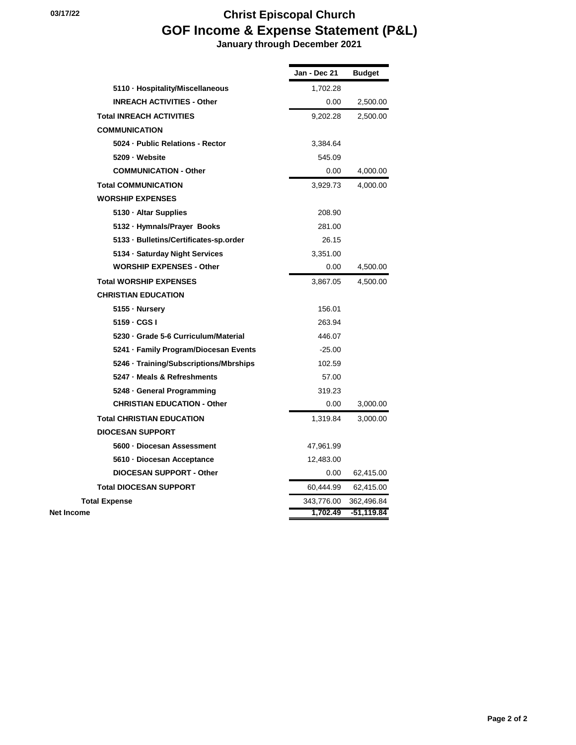03/17/22

# Christ Episcopal Church
## GOF Income & Expense Statement (P&L)
### January through December 2021

| | Jan - Dec 21 | Budget |
|---|---|---|
| 5110 · Hospitality/Miscellaneous | 1,702.28 | |
| INREACH ACTIVITIES - Other | 0.00 | 2,500.00 |
| Total INREACH ACTIVITIES | 9,202.28 | 2,500.00 |
| COMMUNICATION | | |
| 5024 · Public Relations - Rector | 3,384.64 | |
| 5209 · Website | 545.09 | |
| COMMUNICATION - Other | 0.00 | 4,000.00 |
| Total COMMUNICATION | 3,929.73 | 4,000.00 |
| WORSHIP EXPENSES | | |
| 5130 · Altar Supplies | 208.90 | |
| 5132 · Hymnals/Prayer Books | 281.00 | |
| 5133 · Bulletins/Certificates-sp.order | 26.15 | |
| 5134 · Saturday Night Services | 3,351.00 | |
| WORSHIP EXPENSES - Other | 0.00 | 4,500.00 |
| Total WORSHIP EXPENSES | 3,867.05 | 4,500.00 |
| CHRISTIAN EDUCATION | | |
| 5155 · Nursery | 156.01 | |
| 5159 · CGS I | 263.94 | |
| 5230 · Grade 5-6 Curriculum/Material | 446.07 | |
| 5241 · Family Program/Diocesan Events | -25.00 | |
| 5246 · Training/Subscriptions/Mbrships | 102.59 | |
| 5247 · Meals & Refreshments | 57.00 | |
| 5248 · General Programming | 319.23 | |
| CHRISTIAN EDUCATION - Other | 0.00 | 3,000.00 |
| Total CHRISTIAN EDUCATION | 1,319.84 | 3,000.00 |
| DIOCESAN SUPPORT | | |
| 5600 · Diocesan Assessment | 47,961.99 | |
| 5610 · Diocesan Acceptance | 12,483.00 | |
| DIOCESAN SUPPORT - Other | 0.00 | 62,415.00 |
| Total DIOCESAN SUPPORT | 60,444.99 | 62,415.00 |
| Total Expense | 343,776.00 | 362,496.84 |
| Net Income | 1,702.49 | -51,119.84 |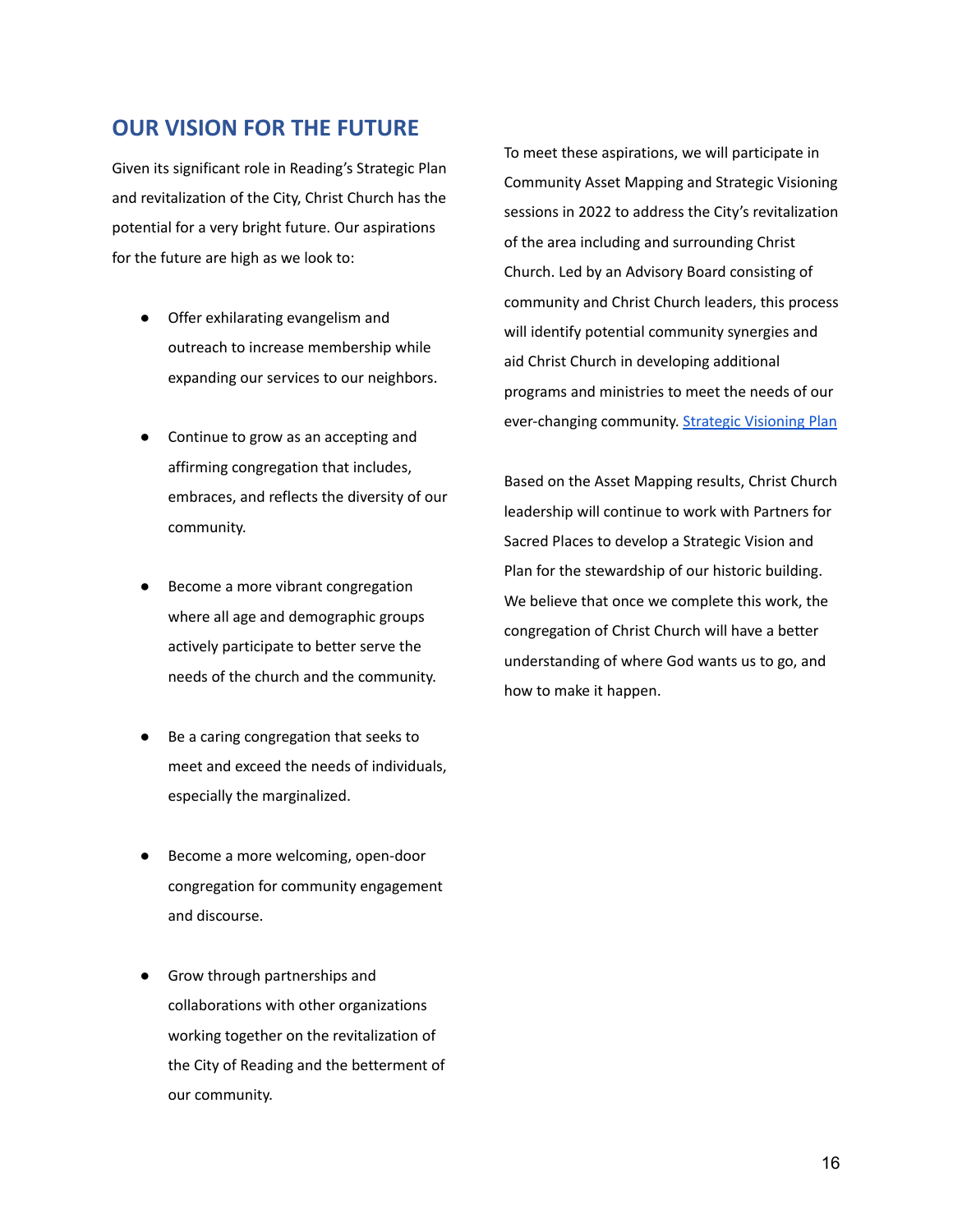## OUR VISION FOR THE FUTURE

Given its significant role in Reading's Strategic Plan and revitalization of the City, Christ Church has the potential for a very bright future. Our aspirations for the future are high as we look to:

- Offer exhilarating evangelism and outreach to increase membership while expanding our services to our neighbors.
- Continue to grow as an accepting and affirming congregation that includes, embraces, and reflects the diversity of our community.
- Become a more vibrant congregation where all age and demographic groups actively participate to better serve the needs of the church and the community.
- Be a caring congregation that seeks to meet and exceed the needs of individuals, especially the marginalized.
- Become a more welcoming, open-door congregation for community engagement and discourse.
- Grow through partnerships and collaborations with other organizations working together on the revitalization of the City of Reading and the betterment of our community.

To meet these aspirations, we will participate in Community Asset Mapping and Strategic Visioning sessions in 2022 to address the City's revitalization of the area including and surrounding Christ Church. Led by an Advisory Board consisting of community and Christ Church leaders, this process will identify potential community synergies and aid Christ Church in developing additional programs and ministries to meet the needs of our ever-changing community. Strategic Visioning Plan

Based on the Asset Mapping results, Christ Church leadership will continue to work with Partners for Sacred Places to develop a Strategic Vision and Plan for the stewardship of our historic building. We believe that once we complete this work, the congregation of Christ Church will have a better understanding of where God wants us to go, and how to make it happen.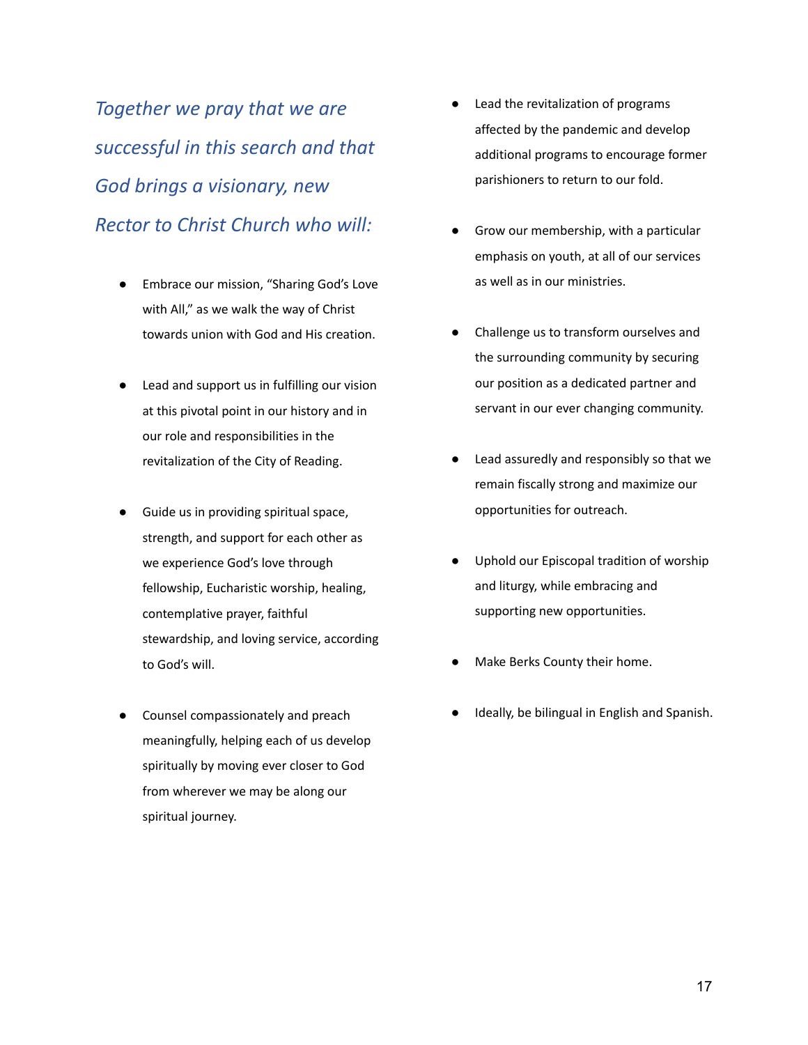*Together we pray that we are successful in this search and that God brings a visionary, new Rector to Christ Church who will:*

- Embrace our mission, "Sharing God's Love with All," as we walk the way of Christ towards union with God and His creation.
- Lead and support us in fulfilling our vision at this pivotal point in our history and in our role and responsibilities in the revitalization of the City of Reading.
- Guide us in providing spiritual space, strength, and support for each other as we experience God's love through fellowship, Eucharistic worship, healing, contemplative prayer, faithful stewardship, and loving service, according to God's will.
- Counsel compassionately and preach meaningfully, helping each of us develop spiritually by moving ever closer to God from wherever we may be along our spiritual journey.
- Lead the revitalization of programs affected by the pandemic and develop additional programs to encourage former parishioners to return to our fold.
- Grow our membership, with a particular emphasis on youth, at all of our services as well as in our ministries.
- Challenge us to transform ourselves and the surrounding community by securing our position as a dedicated partner and servant in our ever changing community.
- Lead assuredly and responsibly so that we remain fiscally strong and maximize our opportunities for outreach.
- Uphold our Episcopal tradition of worship and liturgy, while embracing and supporting new opportunities.
- Make Berks County their home.
- Ideally, be bilingual in English and Spanish.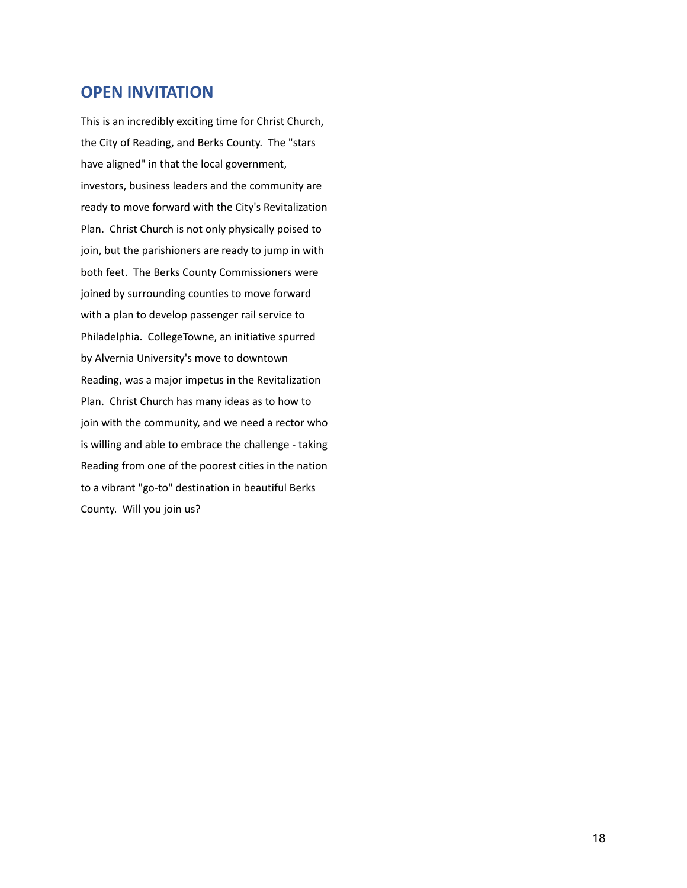## OPEN INVITATION

This is an incredibly exciting time for Christ Church, the City of Reading, and Berks County. The "stars have aligned" in that the local government, investors, business leaders and the community are ready to move forward with the City's Revitalization Plan. Christ Church is not only physically poised to join, but the parishioners are ready to jump in with both feet. The Berks County Commissioners were joined by surrounding counties to move forward with a plan to develop passenger rail service to Philadelphia. CollegeTowne, an initiative spurred by Alvernia University's move to downtown Reading, was a major impetus in the Revitalization Plan. Christ Church has many ideas as to how to join with the community, and we need a rector who is willing and able to embrace the challenge - taking Reading from one of the poorest cities in the nation to a vibrant "go-to" destination in beautiful Berks County. Will you join us?